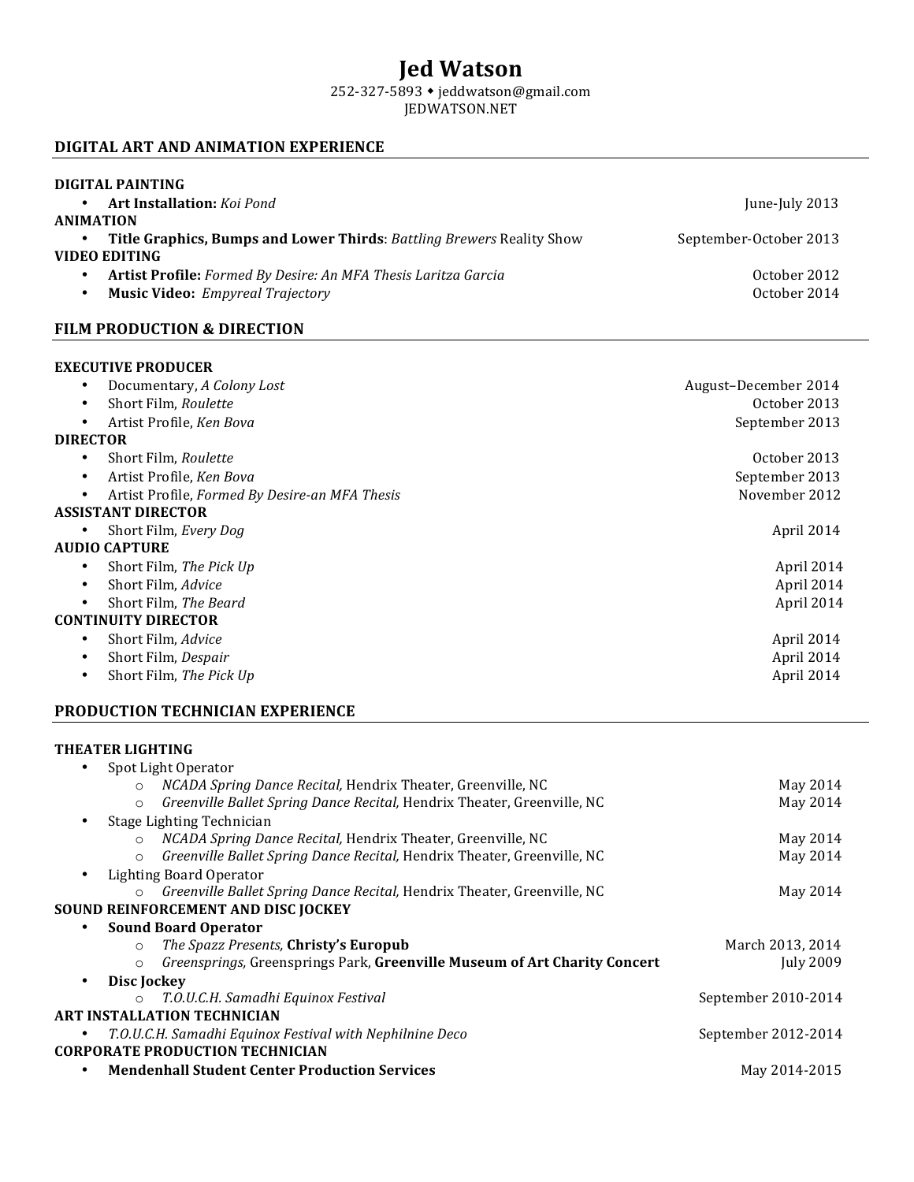# Jed Watson

252-327-5893 ◆ jeddwatson@gmail.com
JEDWATSON.NET

## DIGITAL ART AND ANIMATION EXPERIENCE

**DIGITAL PAINTING**

- **Art Installation:** *Koi Pond* — June-July 2013

**ANIMATION**

- **Title Graphics, Bumps and Lower Thirds**: *Battling Brewers* Reality Show — September-October 2013

**VIDEO EDITING**

- **Artist Profile:** *Formed By Desire: An MFA Thesis Laritza Garcia* — October 2012
- **Music Video:** *Empyreal Trajectory* — October 2014

## FILM PRODUCTION & DIRECTION

**EXECUTIVE PRODUCER**

- Documentary, *A Colony Lost* — August–December 2014
- Short Film, *Roulette* — October 2013
- Artist Profile, *Ken Bova* — September 2013

**DIRECTOR**

- Short Film, *Roulette* — October 2013
- Artist Profile, *Ken Bova* — September 2013
- Artist Profile, *Formed By Desire-an MFA Thesis* — November 2012

**ASSISTANT DIRECTOR**

- Short Film, *Every Dog* — April 2014

**AUDIO CAPTURE**

- Short Film, *The Pick Up* — April 2014
- Short Film, *Advice* — April 2014
- Short Film, *The Beard* — April 2014

**CONTINUITY DIRECTOR**

- Short Film, *Advice* — April 2014
- Short Film, *Despair* — April 2014
- Short Film, *The Pick Up* — April 2014

## PRODUCTION TECHNICIAN EXPERIENCE

**THEATER LIGHTING**

- Spot Light Operator
  - *NCADA Spring Dance Recital,* Hendrix Theater, Greenville, NC — May 2014
  - *Greenville Ballet Spring Dance Recital,* Hendrix Theater, Greenville, NC — May 2014
- Stage Lighting Technician
  - *NCADA Spring Dance Recital,* Hendrix Theater, Greenville, NC — May 2014
  - *Greenville Ballet Spring Dance Recital,* Hendrix Theater, Greenville, NC — May 2014
- Lighting Board Operator
  - *Greenville Ballet Spring Dance Recital,* Hendrix Theater, Greenville, NC — May 2014

**SOUND REINFORCEMENT AND DISC JOCKEY**

- **Sound Board Operator**
  - *The Spazz Presents,* **Christy's Europub** — March 2013, 2014
  - *Greensprings,* Greensprings Park, **Greenville Museum of Art Charity Concert** — July 2009
- **Disc Jockey**
  - *T.O.U.C.H. Samadhi Equinox Festival* — September 2010-2014

**ART INSTALLATION TECHNICIAN**

- *T.O.U.C.H. Samadhi Equinox Festival with Nephilnine Deco* — September 2012-2014

**CORPORATE PRODUCTION TECHNICIAN**

- **Mendenhall Student Center Production Services** — May 2014-2015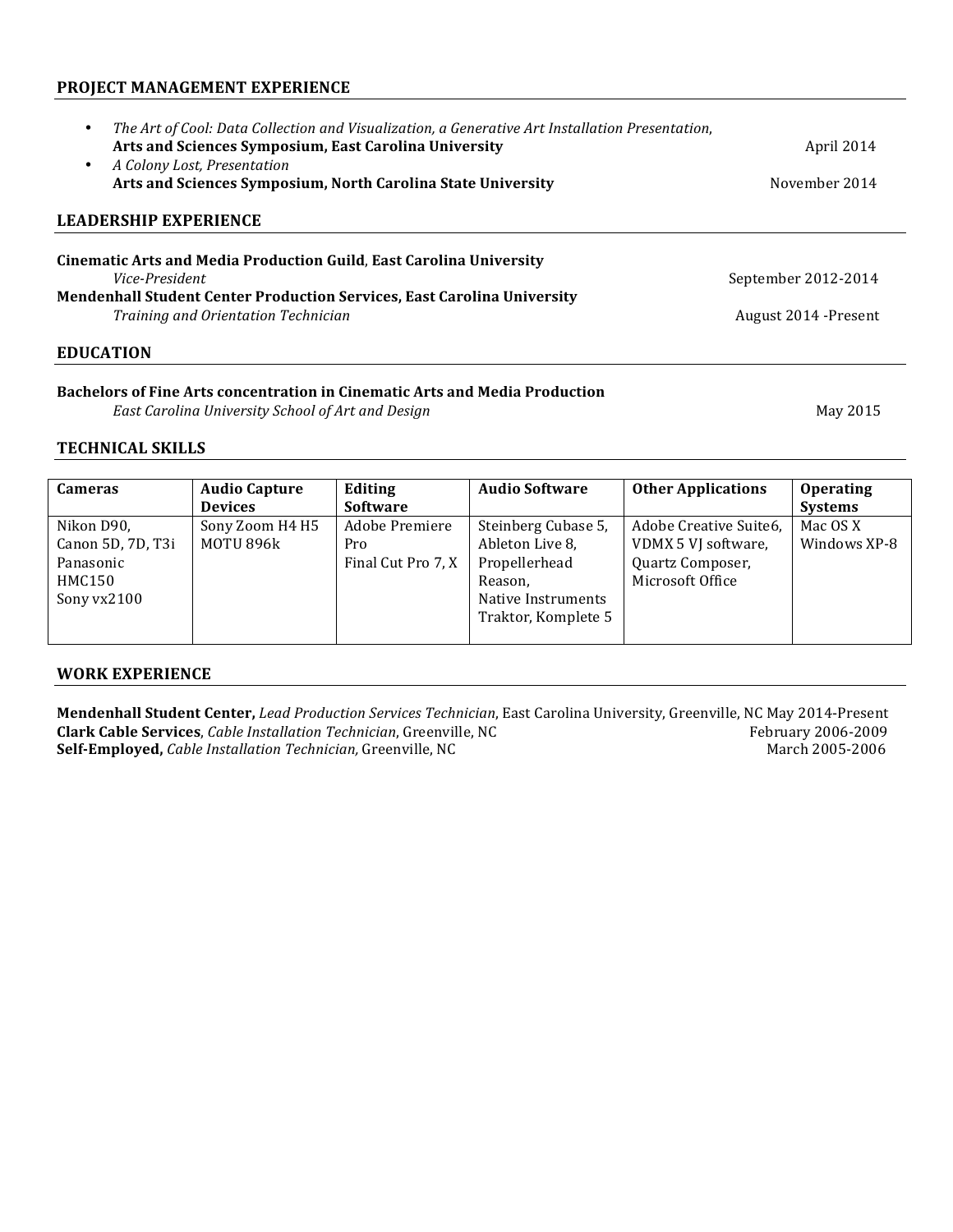## PROJECT MANAGEMENT EXPERIENCE

- *The Art of Cool: Data Collection and Visualization, a Generative Art Installation Presentation*, **Arts and Sciences Symposium, East Carolina University** April 2014
- *A Colony Lost, Presentation* **Arts and Sciences Symposium, North Carolina State University** November 2014

## LEADERSHIP EXPERIENCE

**Cinematic Arts and Media Production Guild**, **East Carolina University**
*Vice-President* September 2012-2014

**Mendenhall Student Center Production Services, East Carolina University**
*Training and Orientation Technician* August 2014 -Present

## EDUCATION

**Bachelors of Fine Arts concentration in Cinematic Arts and Media Production**
*East Carolina University School of Art and Design* May 2015

## TECHNICAL SKILLS

| Cameras | Audio Capture Devices | Editing Software | Audio Software | Other Applications | Operating Systems |
|---|---|---|---|---|---|
| Nikon D90, Canon 5D, 7D, T3i Panasonic HMC150 Sony vx2100 | Sony Zoom H4 H5 MOTU 896k | Adobe Premiere Pro Final Cut Pro 7, X | Steinberg Cubase 5, Ableton Live 8, Propellerhead Reason, Native Instruments Traktor, Komplete 5 | Adobe Creative Suite6, VDMX 5 VJ software, Quartz Composer, Microsoft Office | Mac OS X Windows XP-8 |

## WORK EXPERIENCE

**Mendenhall Student Center,** *Lead Production Services Technician*, East Carolina University, Greenville, NC May 2014-Present
**Clark Cable Services**, *Cable Installation Technician*, Greenville, NC February 2006-2009
**Self-Employed,** *Cable Installation Technician,* Greenville, NC March 2005-2006